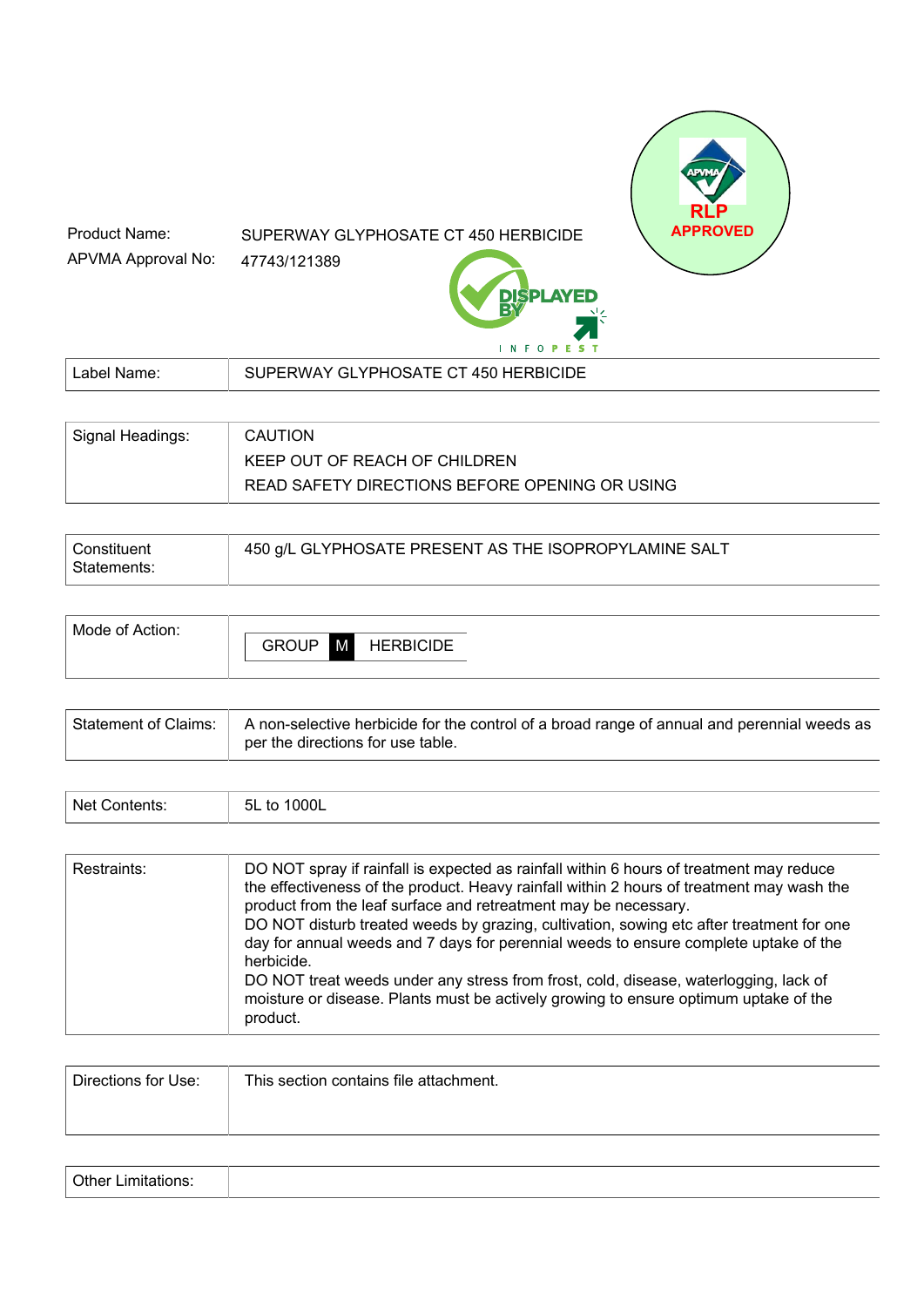Product Name: SUPERWAY GLYPHOSATE CT 450 HERBICIDE

APVMA Approval No: 47743/121389

RLP APPROVED

| | |
|---|---|
| Label Name: | SUPERWAY GLYPHOSATE CT 450 HERBICIDE |
| Signal Headings: | CAUTION<br>KEEP OUT OF REACH OF CHILDREN<br>READ SAFETY DIRECTIONS BEFORE OPENING OR USING |
| Constituent Statements: | 450 g/L GLYPHOSATE PRESENT AS THE ISOPROPYLAMINE SALT |
| Mode of Action: | GROUP M HERBICIDE |
| Statement of Claims: | A non-selective herbicide for the control of a broad range of annual and perennial weeds as per the directions for use table. |
| Net Contents: | 5L to 1000L |
| Restraints: | DO NOT spray if rainfall is expected as rainfall within 6 hours of treatment may reduce the effectiveness of the product. Heavy rainfall within 2 hours of treatment may wash the product from the leaf surface and retreatment may be necessary.<br>DO NOT disturb treated weeds by grazing, cultivation, sowing etc after treatment for one day for annual weeds and 7 days for perennial weeds to ensure complete uptake of the herbicide.<br>DO NOT treat weeds under any stress from frost, cold, disease, waterlogging, lack of moisture or disease. Plants must be actively growing to ensure optimum uptake of the product. |
| Directions for Use: | This section contains file attachment. |
| Other Limitations: | |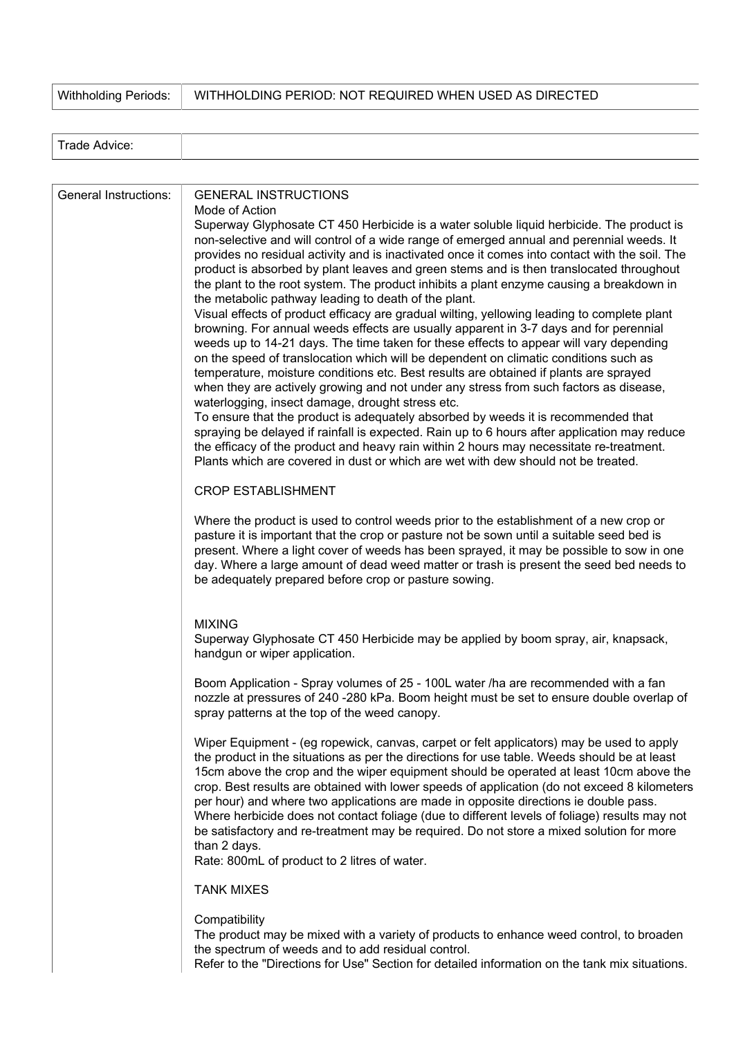| Withholding Periods: | WITHHOLDING PERIOD: NOT REQUIRED WHEN USED AS DIRECTED |
|---|---|

| Trade Advice: | |
|---|---|

**General Instructions:**

GENERAL INSTRUCTIONS

Mode of Action

Superway Glyphosate CT 450 Herbicide is a water soluble liquid herbicide. The product is non-selective and will control of a wide range of emerged annual and perennial weeds. It provides no residual activity and is inactivated once it comes into contact with the soil. The product is absorbed by plant leaves and green stems and is then translocated throughout the plant to the root system. The product inhibits a plant enzyme causing a breakdown in the metabolic pathway leading to death of the plant.

Visual effects of product efficacy are gradual wilting, yellowing leading to complete plant browning. For annual weeds effects are usually apparent in 3-7 days and for perennial weeds up to 14-21 days. The time taken for these effects to appear will vary depending on the speed of translocation which will be dependent on climatic conditions such as temperature, moisture conditions etc. Best results are obtained if plants are sprayed when they are actively growing and not under any stress from such factors as disease, waterlogging, insect damage, drought stress etc.

To ensure that the product is adequately absorbed by weeds it is recommended that spraying be delayed if rainfall is expected. Rain up to 6 hours after application may reduce the efficacy of the product and heavy rain within 2 hours may necessitate re-treatment. Plants which are covered in dust or which are wet with dew should not be treated.

CROP ESTABLISHMENT

Where the product is used to control weeds prior to the establishment of a new crop or pasture it is important that the crop or pasture not be sown until a suitable seed bed is present. Where a light cover of weeds has been sprayed, it may be possible to sow in one day. Where a large amount of dead weed matter or trash is present the seed bed needs to be adequately prepared before crop or pasture sowing.

MIXING

Superway Glyphosate CT 450 Herbicide may be applied by boom spray, air, knapsack, handgun or wiper application.

Boom Application - Spray volumes of 25 - 100L water /ha are recommended with a fan nozzle at pressures of 240 -280 kPa. Boom height must be set to ensure double overlap of spray patterns at the top of the weed canopy.

Wiper Equipment - (eg ropewick, canvas, carpet or felt applicators) may be used to apply the product in the situations as per the directions for use table. Weeds should be at least 15cm above the crop and the wiper equipment should be operated at least 10cm above the crop. Best results are obtained with lower speeds of application (do not exceed 8 kilometers per hour) and where two applications are made in opposite directions ie double pass. Where herbicide does not contact foliage (due to different levels of foliage) results may not be satisfactory and re-treatment may be required. Do not store a mixed solution for more than 2 days.

Rate: 800mL of product to 2 litres of water.

TANK MIXES

Compatibility

The product may be mixed with a variety of products to enhance weed control, to broaden the spectrum of weeds and to add residual control.

Refer to the "Directions for Use" Section for detailed information on the tank mix situations.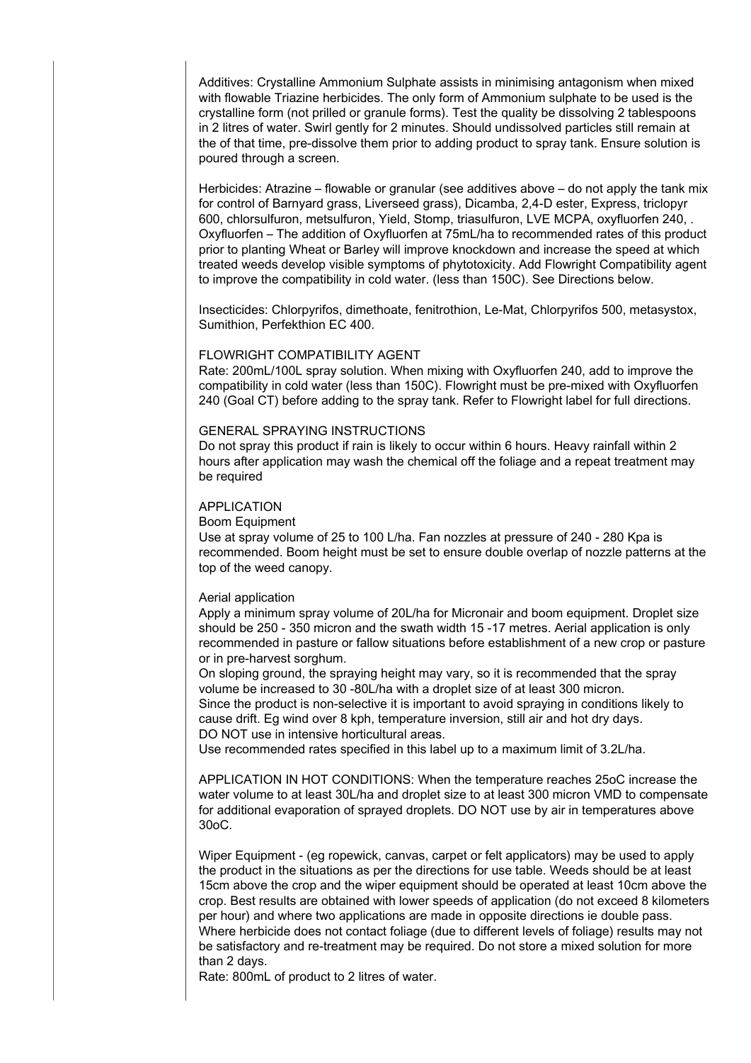Additives: Crystalline Ammonium Sulphate assists in minimising antagonism when mixed with flowable Triazine herbicides. The only form of Ammonium sulphate to be used is the crystalline form (not prilled or granule forms). Test the quality be dissolving 2 tablespoons in 2 litres of water. Swirl gently for 2 minutes. Should undissolved particles still remain at the of that time, pre-dissolve them prior to adding product to spray tank. Ensure solution is poured through a screen.

Herbicides: Atrazine – flowable or granular (see additives above – do not apply the tank mix for control of Barnyard grass, Liverseed grass), Dicamba, 2,4-D ester, Express, triclopyr 600, chlorsulfuron, metsulfuron, Yield, Stomp, triasulfuron, LVE MCPA, oxyfluorfen 240, . Oxyfluorfen – The addition of Oxyfluorfen at 75mL/ha to recommended rates of this product prior to planting Wheat or Barley will improve knockdown and increase the speed at which treated weeds develop visible symptoms of phytotoxicity. Add Flowright Compatibility agent to improve the compatibility in cold water. (less than 150C). See Directions below.

Insecticides: Chlorpyrifos, dimethoate, fenitrothion, Le-Mat, Chlorpyrifos 500, metasystox, Sumithion, Perfekthion EC 400.

FLOWRIGHT COMPATIBILITY AGENT

Rate: 200mL/100L spray solution. When mixing with Oxyfluorfen 240, add to improve the compatibility in cold water (less than 150C). Flowright must be pre-mixed with Oxyfluorfen 240 (Goal CT) before adding to the spray tank. Refer to Flowright label for full directions.

GENERAL SPRAYING INSTRUCTIONS

Do not spray this product if rain is likely to occur within 6 hours. Heavy rainfall within 2 hours after application may wash the chemical off the foliage and a repeat treatment may be required

APPLICATION

Boom Equipment

Use at spray volume of 25 to 100 L/ha. Fan nozzles at pressure of 240 - 280 Kpa is recommended. Boom height must be set to ensure double overlap of nozzle patterns at the top of the weed canopy.

Aerial application

Apply a minimum spray volume of 20L/ha for Micronair and boom equipment. Droplet size should be 250 - 350 micron and the swath width 15 -17 metres. Aerial application is only recommended in pasture or fallow situations before establishment of a new crop or pasture or in pre-harvest sorghum.

On sloping ground, the spraying height may vary, so it is recommended that the spray volume be increased to 30 -80L/ha with a droplet size of at least 300 micron.

Since the product is non-selective it is important to avoid spraying in conditions likely to cause drift. Eg wind over 8 kph, temperature inversion, still air and hot dry days.

DO NOT use in intensive horticultural areas.

Use recommended rates specified in this label up to a maximum limit of 3.2L/ha.

APPLICATION IN HOT CONDITIONS: When the temperature reaches 25oC increase the water volume to at least 30L/ha and droplet size to at least 300 micron VMD to compensate for additional evaporation of sprayed droplets. DO NOT use by air in temperatures above 30oC.

Wiper Equipment - (eg ropewick, canvas, carpet or felt applicators) may be used to apply the product in the situations as per the directions for use table. Weeds should be at least 15cm above the crop and the wiper equipment should be operated at least 10cm above the crop. Best results are obtained with lower speeds of application (do not exceed 8 kilometers per hour) and where two applications are made in opposite directions ie double pass. Where herbicide does not contact foliage (due to different levels of foliage) results may not be satisfactory and re-treatment may be required. Do not store a mixed solution for more than 2 days.

Rate: 800mL of product to 2 litres of water.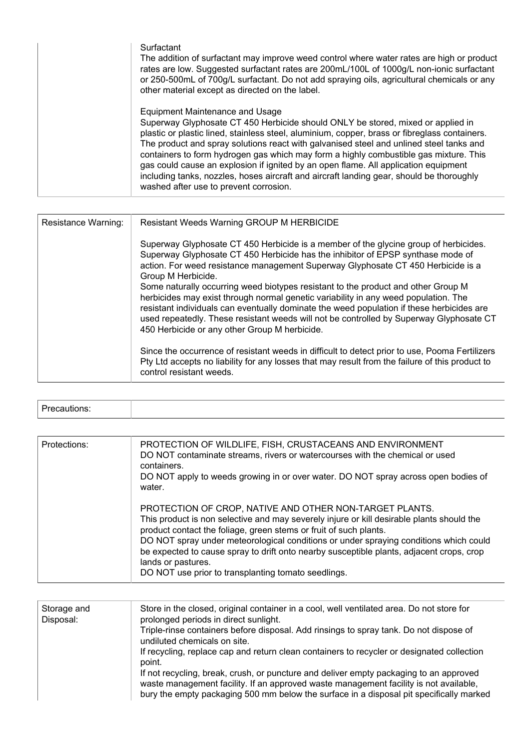| | |
|---|---|
| | Surfactant<br>The addition of surfactant may improve weed control where water rates are high or product rates are low. Suggested surfactant rates are 200mL/100L of 1000g/L non-ionic surfactant or 250-500mL of 700g/L surfactant. Do not add spraying oils, agricultural chemicals or any other material except as directed on the label.<br><br>Equipment Maintenance and Usage<br>Superway Glyphosate CT 450 Herbicide should ONLY be stored, mixed or applied in plastic or plastic lined, stainless steel, aluminium, copper, brass or fibreglass containers. The product and spray solutions react with galvanised steel and unlined steel tanks and containers to form hydrogen gas which may form a highly combustible gas mixture. This gas could cause an explosion if ignited by an open flame. All application equipment including tanks, nozzles, hoses aircraft and aircraft landing gear, should be thoroughly washed after use to prevent corrosion. |

| | |
|---|---|
| Resistance Warning: | Resistant Weeds Warning GROUP M HERBICIDE<br><br>Superway Glyphosate CT 450 Herbicide is a member of the glycine group of herbicides. Superway Glyphosate CT 450 Herbicide has the inhibitor of EPSP synthase mode of action. For weed resistance management Superway Glyphosate CT 450 Herbicide is a Group M Herbicide.<br>Some naturally occurring weed biotypes resistant to the product and other Group M herbicides may exist through normal genetic variability in any weed population. The resistant individuals can eventually dominate the weed population if these herbicides are used repeatedly. These resistant weeds will not be controlled by Superway Glyphosate CT 450 Herbicide or any other Group M herbicide.<br><br>Since the occurrence of resistant weeds in difficult to detect prior to use, Pooma Fertilizers Pty Ltd accepts no liability for any losses that may result from the failure of this product to control resistant weeds. |

| | |
|---|---|
| Precautions: | |

| | |
|---|---|
| Protections: | PROTECTION OF WILDLIFE, FISH, CRUSTACEANS AND ENVIRONMENT<br>DO NOT contaminate streams, rivers or watercourses with the chemical or used containers.<br>DO NOT apply to weeds growing in or over water. DO NOT spray across open bodies of water.<br><br>PROTECTION OF CROP, NATIVE AND OTHER NON-TARGET PLANTS.<br>This product is non selective and may severely injure or kill desirable plants should the product contact the foliage, green stems or fruit of such plants.<br>DO NOT spray under meteorological conditions or under spraying conditions which could be expected to cause spray to drift onto nearby susceptible plants, adjacent crops, crop lands or pastures.<br>DO NOT use prior to transplanting tomato seedlings. |

| | |
|---|---|
| Storage and Disposal: | Store in the closed, original container in a cool, well ventilated area. Do not store for prolonged periods in direct sunlight.<br>Triple-rinse containers before disposal. Add rinsings to spray tank. Do not dispose of undiluted chemicals on site.<br>If recycling, replace cap and return clean containers to recycler or designated collection point.<br>If not recycling, break, crush, or puncture and deliver empty packaging to an approved waste management facility. If an approved waste management facility is not available, bury the empty packaging 500 mm below the surface in a disposal pit specifically marked |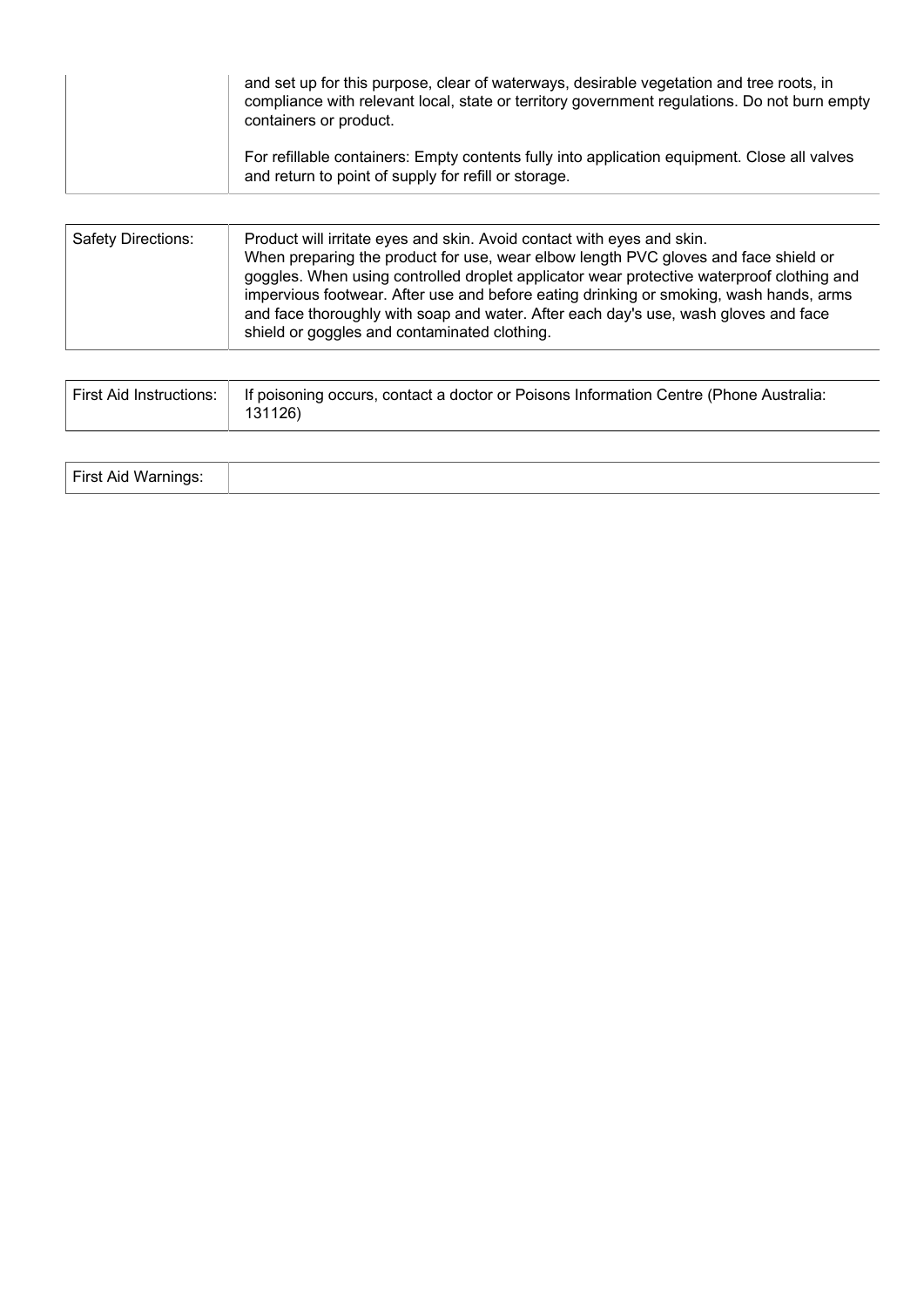| | |
|---|---|
| | and set up for this purpose, clear of waterways, desirable vegetation and tree roots, in compliance with relevant local, state or territory government regulations. Do not burn empty containers or product.<br><br>For refillable containers: Empty contents fully into application equipment. Close all valves and return to point of supply for refill or storage. |

| | |
|---|---|
| Safety Directions: | Product will irritate eyes and skin. Avoid contact with eyes and skin.<br>When preparing the product for use, wear elbow length PVC gloves and face shield or goggles. When using controlled droplet applicator wear protective waterproof clothing and impervious footwear. After use and before eating drinking or smoking, wash hands, arms and face thoroughly with soap and water. After each day's use, wash gloves and face shield or goggles and contaminated clothing. |

| | |
|---|---|
| First Aid Instructions: | If poisoning occurs, contact a doctor or Poisons Information Centre (Phone Australia: 131126) |

| | |
|---|---|
| First Aid Warnings: | |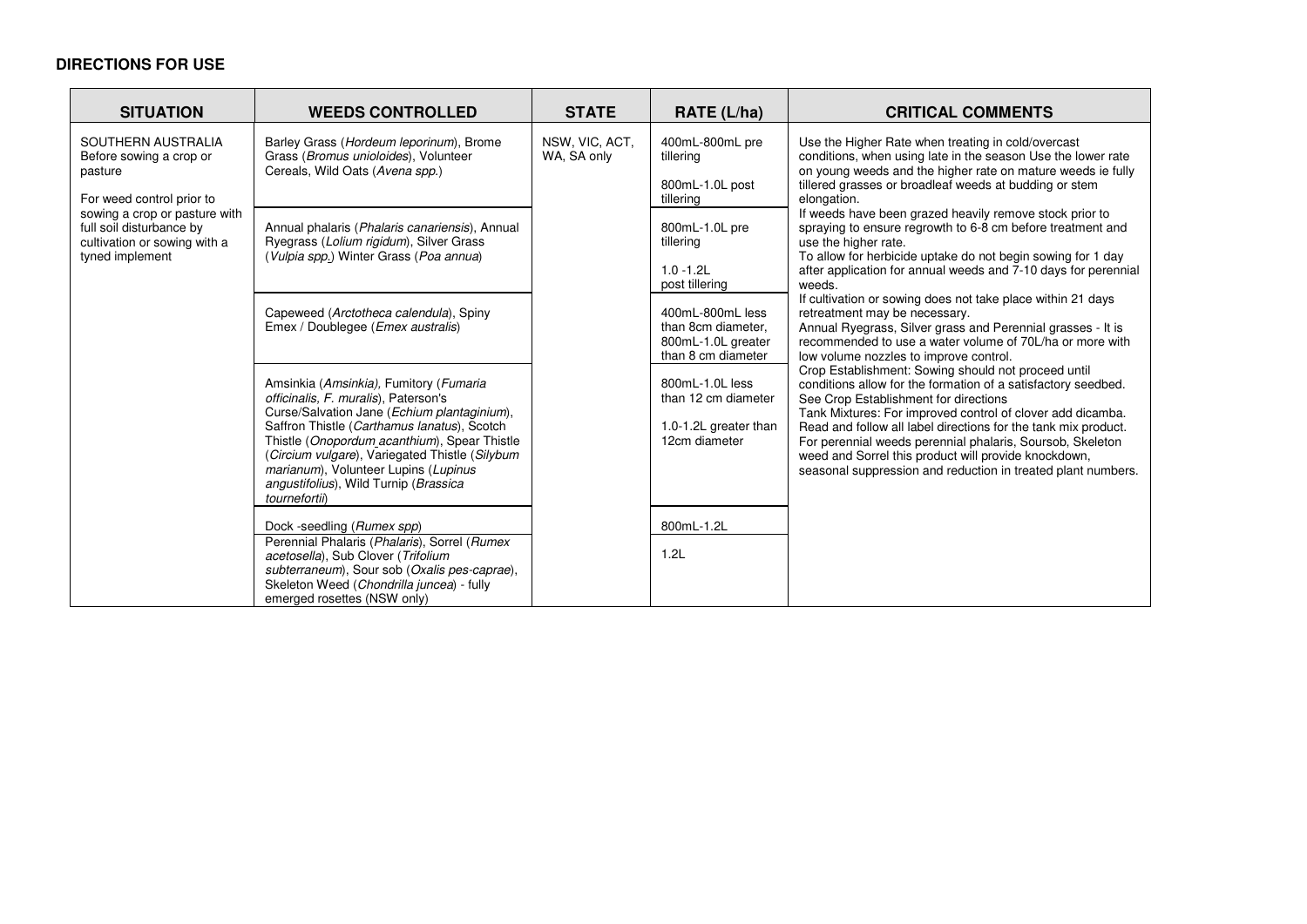**DIRECTIONS FOR USE**

| SITUATION | WEEDS CONTROLLED | STATE | RATE (L/ha) | CRITICAL COMMENTS |
|---|---|---|---|---|
| SOUTHERN AUSTRALIA<br>Before sowing a crop or pasture<br><br>For weed control prior to sowing a crop or pasture with full soil disturbance by cultivation or sowing with a tyned implement | Barley Grass (*Hordeum leporinum*), Brome Grass (*Bromus unioloides*), Volunteer Cereals, Wild Oats (*Avena spp.*) | NSW, VIC, ACT, WA, SA only | 400mL-800mL pre tillering<br><br>800mL-1.0L post tillering | Use the Higher Rate when treating in cold/overcast conditions, when using late in the season Use the lower rate on young weeds and the higher rate on mature weeds ie fully tillered grasses or broadleaf weeds at budding or stem elongation.<br>If weeds have been grazed heavily remove stock prior to spraying to ensure regrowth to 6-8 cm before treatment and use the higher rate.<br>To allow for herbicide uptake do not begin sowing for 1 day after application for annual weeds and 7-10 days for perennial weeds.<br>If cultivation or sowing does not take place within 21 days retreatment may be necessary.<br>Annual Ryegrass, Silver grass and Perennial grasses - It is recommended to use a water volume of 70L/ha or more with low volume nozzles to improve control.<br>Crop Establishment: Sowing should not proceed until conditions allow for the formation of a satisfactory seedbed. See Crop Establishment for directions<br>Tank Mixtures: For improved control of clover add dicamba. Read and follow all label directions for the tank mix product.<br>For perennial weeds perennial phalaris, Soursob, Skeleton weed and Sorrel this product will provide knockdown, seasonal suppression and reduction in treated plant numbers. |
| | Annual phalaris (*Phalaris canariensis*), Annual Ryegrass (*Lolium rigidum*), Silver Grass (*Vulpia spp.*) Winter Grass (*Poa annua*) | | 800mL-1.0L pre tillering<br><br>1.0 -1.2L post tillering | |
| | Capeweed (*Arctotheca calendula*), Spiny Emex / Doublegee (*Emex australis*) | | 400mL-800mL less than 8cm diameter, 800mL-1.0L greater than 8 cm diameter | |
| | Amsinkia (*Amsinkia),* Fumitory (*Fumaria officinalis, F. muralis*), Paterson's Curse/Salvation Jane (*Echium plantaginium*), Saffron Thistle (*Carthamus lanatus*), Scotch Thistle (*Onopordum acanthium*), Spear Thistle (*Circium vulgare*), Variegated Thistle (*Silybum marianum*), Volunteer Lupins (*Lupinus angustifolius*), Wild Turnip (*Brassica tournefortii*) | | 800mL-1.0L less than 12 cm diameter<br><br>1.0-1.2L greater than 12cm diameter | |
| | Dock -seedling (*Rumex spp*) | | 800mL-1.2L | |
| | Perennial Phalaris (*Phalaris*), Sorrel (*Rumex acetosella*), Sub Clover (*Trifolium subterraneum*), Sour sob (*Oxalis pes-caprae*), Skeleton Weed (*Chondrilla juncea*) - fully emerged rosettes (NSW only) | | 1.2L | |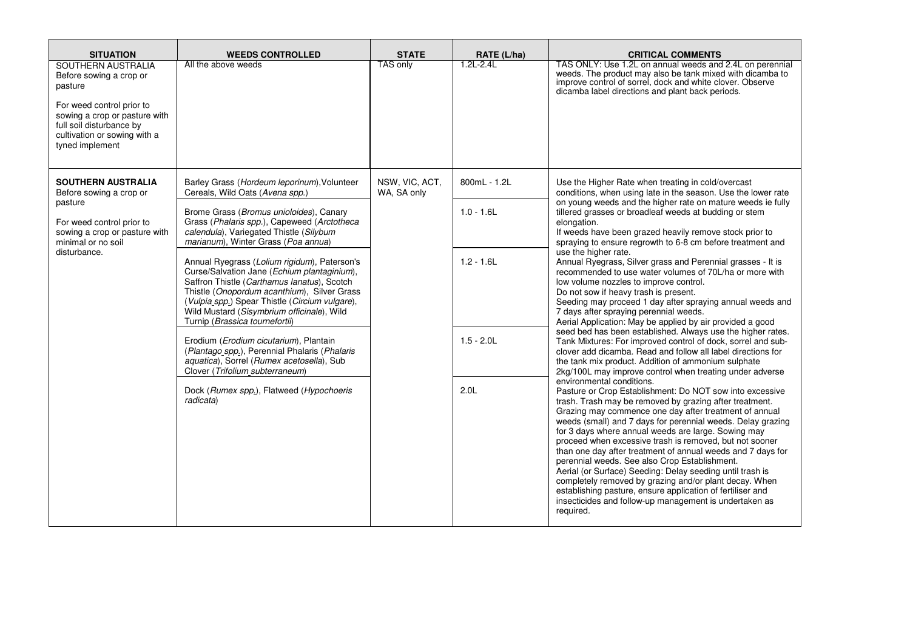| SITUATION | WEEDS CONTROLLED | STATE | RATE (L/ha) | CRITICAL COMMENTS |
|---|---|---|---|---|
| SOUTHERN AUSTRALIA<br>Before sowing a crop or pasture<br><br>For weed control prior to sowing a crop or pasture with full soil disturbance by cultivation or sowing with a tyned implement | All the above weeds | TAS only | 1.2L-2.4L | TAS ONLY: Use 1.2L on annual weeds and 2.4L on perennial weeds. The product may also be tank mixed with dicamba to improve control of sorrel, dock and white clover. Observe dicamba label directions and plant back periods. |
| **SOUTHERN AUSTRALIA**<br>Before sowing a crop or pasture<br><br>For weed control prior to sowing a crop or pasture with minimal or no soil disturbance. | Barley Grass (*Hordeum leporinum*), Volunteer Cereals, Wild Oats (*Avena spp.*) | NSW, VIC, ACT, WA, SA only | 800mL - 1.2L | Use the Higher Rate when treating in cold/overcast conditions, when using late in the season. Use the lower rate on young weeds and the higher rate on mature weeds ie fully tillered grasses or broadleaf weeds at budding or stem elongation.<br>If weeds have been grazed heavily remove stock prior to spraying to ensure regrowth to 6-8 cm before treatment and use the higher rate.<br>Annual Ryegrass, Silver grass and Perennial grasses - It is recommended to use water volumes of 70L/ha or more with low volume nozzles to improve control.<br>Do not sow if heavy trash is present.<br>Seeding may proceed 1 day after spraying annual weeds and 7 days after spraying perennial weeds.<br>Aerial Application: May be applied by air provided a good seed bed has been established. Always use the higher rates.<br>Tank Mixtures: For improved control of dock, sorrel and sub-clover add dicamba. Read and follow all label directions for the tank mix product. Addition of ammonium sulphate 2kg/100L may improve control when treating under adverse environmental conditions.<br>Pasture or Crop Establishment: Do NOT sow into excessive trash. Trash may be removed by grazing after treatment. Grazing may commence one day after treatment of annual weeds (small) and 7 days for perennial weeds. Delay grazing for 3 days where annual weeds are large. Sowing may proceed when excessive trash is removed, but not sooner than one day after treatment of annual weeds and 7 days for perennial weeds. See also Crop Establishment.<br>Aerial (or Surface) Seeding: Delay seeding until trash is completely removed by grazing and/or plant decay. When establishing pasture, ensure application of fertiliser and insecticides and follow-up management is undertaken as required. |
| | Brome Grass (*Bromus unioloides*), Canary Grass (*Phalaris spp.*), Capeweed (*Arctotheca calendula*), Variegated Thistle (*Silybum marianum*), Winter Grass (*Poa annua*) | | 1.0 - 1.6L | |
| | Annual Ryegrass (*Lolium rigidum*), Paterson's Curse/Salvation Jane (*Echium plantaginium*), Saffron Thistle (*Carthamus lanatus*), Scotch Thistle (*Onopordum acanthium*), Silver Grass (*Vulpia spp.*) Spear Thistle (*Circium vulgare*), Wild Mustard (*Sisymbrium officinale*), Wild Turnip (*Brassica tournefortii*) | | 1.2 - 1.6L | |
| | Erodium (*Erodium cicutarium*), Plantain (*Plantago spp.*), Perennial Phalaris (*Phalaris aquatica*), Sorrel (*Rumex acetosella*), Sub Clover (*Trifolium subterraneum*) | | 1.5 - 2.0L | |
| | Dock (*Rumex spp.*), Flatweed (*Hypochoeris radicata*) | | 2.0L | |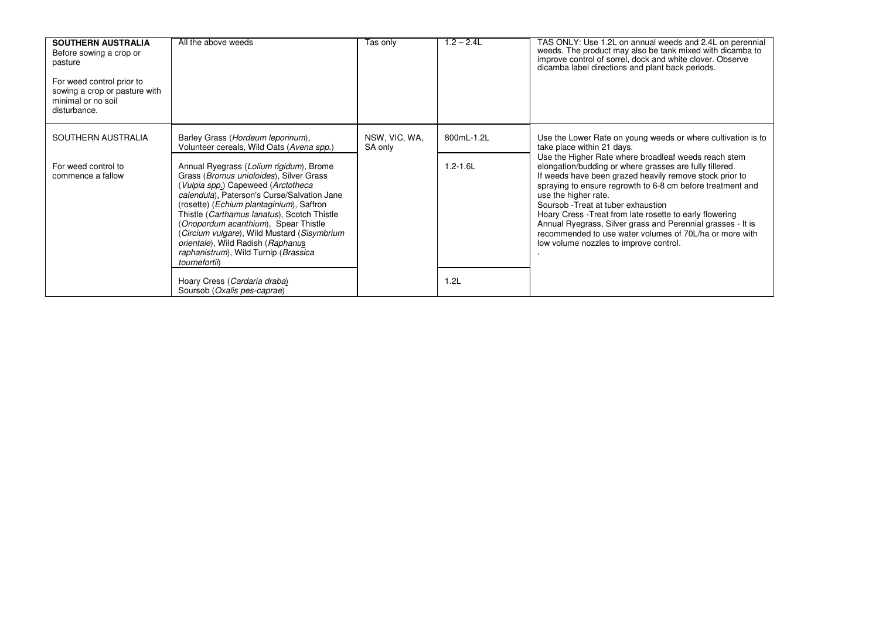| | | | | |
|---|---|---|---|---|
| **SOUTHERN AUSTRALIA** Before sowing a crop or pasture<br><br>For weed control prior to sowing a crop or pasture with minimal or no soil disturbance. | All the above weeds | Tas only | 1.2 – 2.4L | TAS ONLY: Use 1.2L on annual weeds and 2.4L on perennial weeds. The product may also be tank mixed with dicamba to improve control of sorrel, dock and white clover. Observe dicamba label directions and plant back periods. |
| SOUTHERN AUSTRALIA<br><br>For weed control to commence a fallow | Barley Grass (*Hordeum leporinum*), Volunteer cereals, Wild Oats (*Avena spp.*) | NSW, VIC, WA, SA only | 800mL-1.2L | Use the Lower Rate on young weeds or where cultivation is to take place within 21 days.<br>Use the Higher Rate where broadleaf weeds reach stem elongation/budding or where grasses are fully tillered.<br>If weeds have been grazed heavily remove stock prior to spraying to ensure regrowth to 6-8 cm before treatment and use the higher rate.<br>Soursob -Treat at tuber exhaustion<br>Hoary Cress -Treat from late rosette to early flowering<br>Annual Ryegrass, Silver grass and Perennial grasses - It is recommended to use water volumes of 70L/ha or more with low volume nozzles to improve control.<br>. |
| | Annual Ryegrass (*Lolium rigidum*), Brome Grass (*Bromus unioloides*), Silver Grass (*Vulpia spp.*) Capeweed (*Arctotheca calendula*), Paterson's Curse/Salvation Jane (rosette) (*Echium plantaginium*), Saffron Thistle (*Carthamus lanatus*), Scotch Thistle (*Onopordum acanthium*), Spear Thistle (*Circium vulgare*), Wild Mustard (*Sisymbrium orientale*), Wild Radish (*Raphanus raphanistrum*), Wild Turnip (*Brassica tournefortii*) | | 1.2-1.6L | |
| | Hoary Cress (*Cardaria draba*)<br>Soursob (*Oxalis pes-caprae*) | | 1.2L | |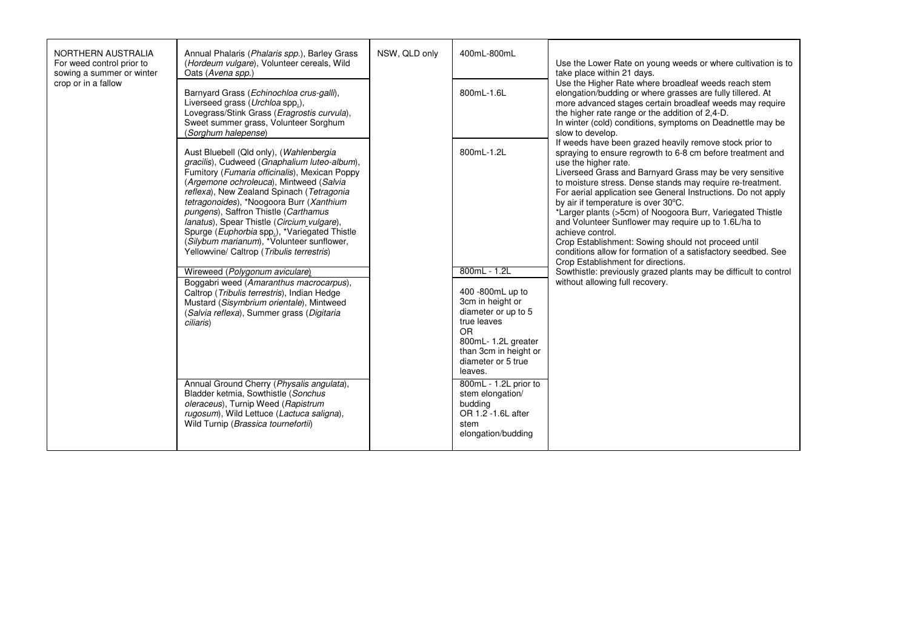| NORTHERN AUSTRALIA For weed control prior to sowing a summer or winter crop or in a fallow | Annual Phalaris (*Phalaris spp.*), Barley Grass (*Hordeum vulgare*), Volunteer cereals, Wild Oats (*Avena spp.*) | NSW, QLD only | 400mL-800mL | Use the Lower Rate on young weeds or where cultivation is to take place within 21 days. Use the Higher Rate where broadleaf weeds reach stem elongation/budding or where grasses are fully tillered. At more advanced stages certain broadleaf weeds may require the higher rate range or the addition of 2,4-D. In winter (cold) conditions, symptoms on Deadnettle may be slow to develop. If weeds have been grazed heavily remove stock prior to spraying to ensure regrowth to 6-8 cm before treatment and use the higher rate. Liverseed Grass and Barnyard Grass may be very sensitive to moisture stress. Dense stands may require re-treatment. For aerial application see General Instructions. Do not apply by air if temperature is over 30ºC. *Larger plants (>5cm) of Noogoora Burr, Variegated Thistle and Volunteer Sunflower may require up to 1.6L/ha to achieve control. Crop Establishment: Sowing should not proceed until conditions allow for formation of a satisfactory seedbed. See Crop Establishment for directions. Sowthistle: previously grazed plants may be difficult to control without allowing full recovery. |
|---|---|---|---|---|
| | Barnyard Grass (*Echinochloa crus-galli*), Liverseed grass (*Urchloa* spp.), Lovegrass/Stink Grass (*Eragrostis curvula*), Sweet summer grass, Volunteer Sorghum (*Sorghum halepense*) | | 800mL-1.6L | |
| | Aust Bluebell (Qld only), (*Wahlenbergia gracilis*), Cudweed (*Gnaphalium luteo-album*), Fumitory (*Fumaria officinalis*), Mexican Poppy (*Argemone ochroleuca*), Mintweed (*Salvia reflexa*), New Zealand Spinach (*Tetragonia tetragonoides*), *Noogoora Burr (*Xanthium pungens*), Saffron Thistle (*Carthamus lanatus*), Spear Thistle (*Circium vulgare*), Spurge (*Euphorbia* spp.), *Variegated Thistle (*Silybum marianum*), *Volunteer sunflower, Yellowvine/ Caltrop (*Tribulis terrestris*) | | 800mL-1.2L | |
| | Wireweed (*Polygonum aviculare*) | | 800mL - 1.2L | |
| | Boggabri weed (*Amaranthus macrocarpus*), Caltrop (*Tribulis terrestris*), Indian Hedge Mustard (*Sisymbrium orientale*), Mintweed (*Salvia reflexa*), Summer grass (*Digitaria ciliaris*) | | 400 -800mL up to 3cm in height or diameter or up to 5 true leaves OR 800mL- 1.2L greater than 3cm in height or diameter or 5 true leaves. | |
| | Annual Ground Cherry (*Physalis angulata*), Bladder ketmia, Sowthistle (*Sonchus oleraceus*), Turnip Weed (*Rapistrum rugosum*), Wild Lettuce (*Lactuca saligna*), Wild Turnip (*Brassica tournefortii*) | | 800mL - 1.2L prior to stem elongation/ budding OR 1.2 -1.6L after stem elongation/budding | |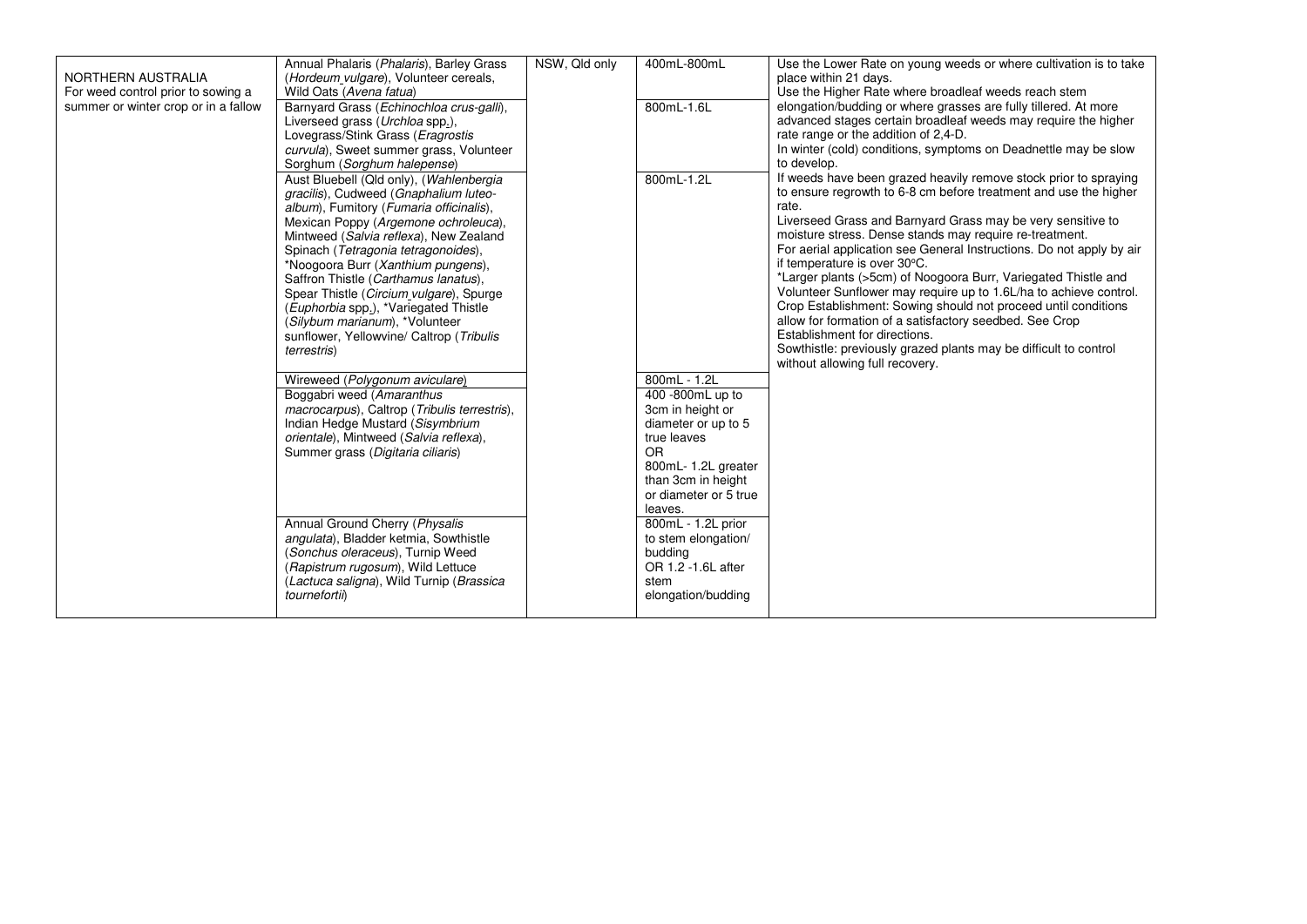| | | | | |
|---|---|---|---|---|
| NORTHERN AUSTRALIA For weed control prior to sowing a summer or winter crop or in a fallow | Annual Phalaris (*Phalaris*), Barley Grass (*Hordeum vulgare*), Volunteer cereals, Wild Oats (*Avena fatua*) | NSW, Qld only | 400mL-800mL | Use the Lower Rate on young weeds or where cultivation is to take place within 21 days. Use the Higher Rate where broadleaf weeds reach stem elongation/budding or where grasses are fully tillered. At more advanced stages certain broadleaf weeds may require the higher rate range or the addition of 2,4-D. In winter (cold) conditions, symptoms on Deadnettle may be slow to develop. If weeds have been grazed heavily remove stock prior to spraying to ensure regrowth to 6-8 cm before treatment and use the higher rate. Liverseed Grass and Barnyard Grass may be very sensitive to moisture stress. Dense stands may require re-treatment. For aerial application see General Instructions. Do not apply by air if temperature is over 30°C. *Larger plants (>5cm) of Noogoora Burr, Variegated Thistle and Volunteer Sunflower may require up to 1.6L/ha to achieve control. Crop Establishment: Sowing should not proceed until conditions allow for formation of a satisfactory seedbed. See Crop Establishment for directions. Sowthistle: previously grazed plants may be difficult to control without allowing full recovery. |
| | Barnyard Grass (*Echinochloa crus-galli*), Liverseed grass (*Urchloa* spp.), Lovegrass/Stink Grass (*Eragrostis curvula*), Sweet summer grass, Volunteer Sorghum (*Sorghum halepense*) | | 800mL-1.6L | |
| | Aust Bluebell (Qld only), (*Wahlenbergia gracilis*), Cudweed (*Gnaphalium luteo-album*), Fumitory (*Fumaria officinalis*), Mexican Poppy (*Argemone ochroleuca*), Mintweed (*Salvia reflexa*), New Zealand Spinach (*Tetragonia tetragonoides*), *Noogoora Burr (*Xanthium pungens*), Saffron Thistle (*Carthamus lanatus*), Spear Thistle (*Circium vulgare*), Spurge (*Euphorbia* spp.), *Variegated Thistle (*Silybum marianum*), *Volunteer sunflower, Yellowvine/ Caltrop (*Tribulis terrestris*) | | 800mL-1.2L | |
| | Wireweed (*Polygonum aviculare*) | | 800mL - 1.2L | |
| | Boggabri weed (*Amaranthus macrocarpus*), Caltrop (*Tribulis terrestris*), Indian Hedge Mustard (*Sisymbrium orientale*), Mintweed (*Salvia reflexa*), Summer grass (*Digitaria ciliaris*) | | 400 -800mL up to 3cm in height or diameter or up to 5 true leaves OR 800mL- 1.2L greater than 3cm in height or diameter or 5 true leaves. | |
| | Annual Ground Cherry (*Physalis angulata*), Bladder ketmia, Sowthistle (*Sonchus oleraceus*), Turnip Weed (*Rapistrum rugosum*), Wild Lettuce (*Lactuca saligna*), Wild Turnip (*Brassica tournefortii*) | | 800mL - 1.2L prior to stem elongation/ budding OR 1.2 -1.6L after stem elongation/budding | |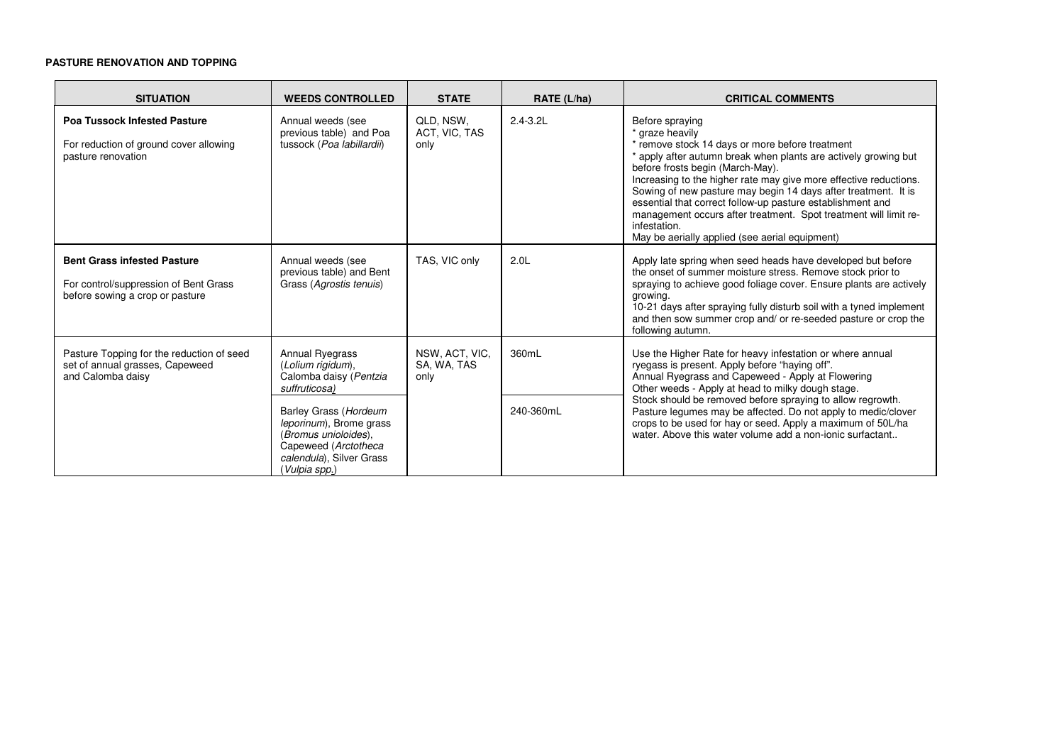**PASTURE RENOVATION AND TOPPING**

| SITUATION | WEEDS CONTROLLED | STATE | RATE (L/ha) | CRITICAL COMMENTS |
|---|---|---|---|---|
| **Poa Tussock Infested Pasture**<br><br>For reduction of ground cover allowing pasture renovation | Annual weeds (see previous table) and Poa tussock (*Poa labillardii*) | QLD, NSW, ACT, VIC, TAS only | 2.4-3.2L | Before spraying<br>* graze heavily<br>* remove stock 14 days or more before treatment<br>* apply after autumn break when plants are actively growing but before frosts begin (March-May).<br>Increasing to the higher rate may give more effective reductions. Sowing of new pasture may begin 14 days after treatment. It is essential that correct follow-up pasture establishment and management occurs after treatment. Spot treatment will limit re-infestation.<br>May be aerially applied (see aerial equipment) |
| **Bent Grass infested Pasture**<br><br>For control/suppression of Bent Grass before sowing a crop or pasture | Annual weeds (see previous table) and Bent Grass (*Agrostis tenuis*) | TAS, VIC only | 2.0L | Apply late spring when seed heads have developed but before the onset of summer moisture stress. Remove stock prior to spraying to achieve good foliage cover. Ensure plants are actively growing.<br>10-21 days after spraying fully disturb soil with a tyned implement and then sow summer crop and/ or re-seeded pasture or crop the following autumn. |
| Pasture Topping for the reduction of seed set of annual grasses, Capeweed and Calomba daisy | Annual Ryegrass (*Lolium rigidum*), Calomba daisy (*Pentzia suffruticosa)* | NSW, ACT, VIC, SA, WA, TAS only | 360mL | Use the Higher Rate for heavy infestation or where annual ryegass is present. Apply before "haying off".<br>Annual Ryegrass and Capeweed - Apply at Flowering<br>Other weeds - Apply at head to milky dough stage.<br>Stock should be removed before spraying to allow regrowth. Pasture legumes may be affected. Do not apply to medic/clover crops to be used for hay or seed. Apply a maximum of 50L/ha water. Above this water volume add a non-ionic surfactant.. |
| | Barley Grass (*Hordeum leporinum*), Brome grass (*Bromus unioloides*), Capeweed (*Arctotheca calendula*), Silver Grass (*Vulpia spp.*) | | 240-360mL | |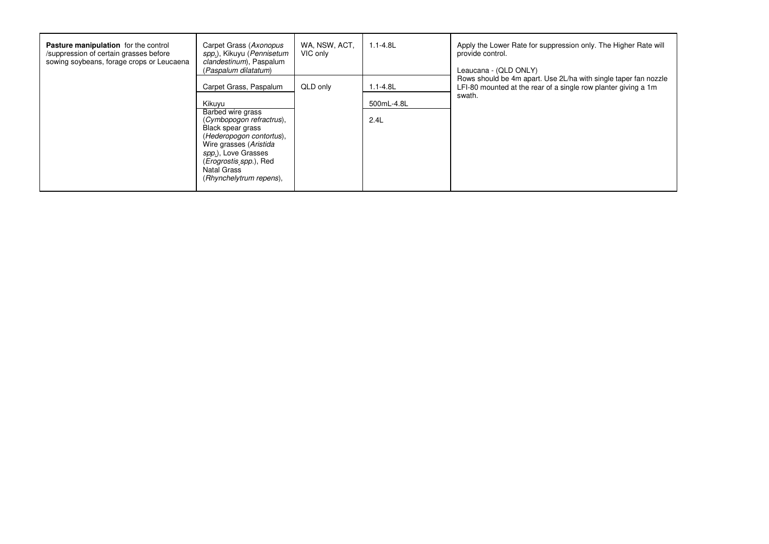| | | | | |
|---|---|---|---|---|
| **Pasture manipulation** for the control /suppression of certain grasses before sowing soybeans, forage crops or Leucaena | Carpet Grass (*Axonopus spp.*), Kikuyu (*Pennisetum clandestinum*), Paspalum (*Paspalum dilatatum*) | WA, NSW, ACT, VIC only | 1.1-4.8L | Apply the Lower Rate for suppression only. The Higher Rate will provide control.<br><br>Leaucana - (QLD ONLY)<br>Rows should be 4m apart. Use 2L/ha with single taper fan nozzle LFI-80 mounted at the rear of a single row planter giving a 1m swath. |
| | Carpet Grass, Paspalum | QLD only | 1.1-4.8L | |
| | Kikuyu | | 500mL-4.8L | |
| | Barbed wire grass (*Cymbopogon refractrus*), Black spear grass (*Hederopogon contortus*), Wire grasses (*Aristida spp.*), Love Grasses (*Erogrostis spp.*), Red Natal Grass (*Rhynchelytrum repens*), | | 2.4L | |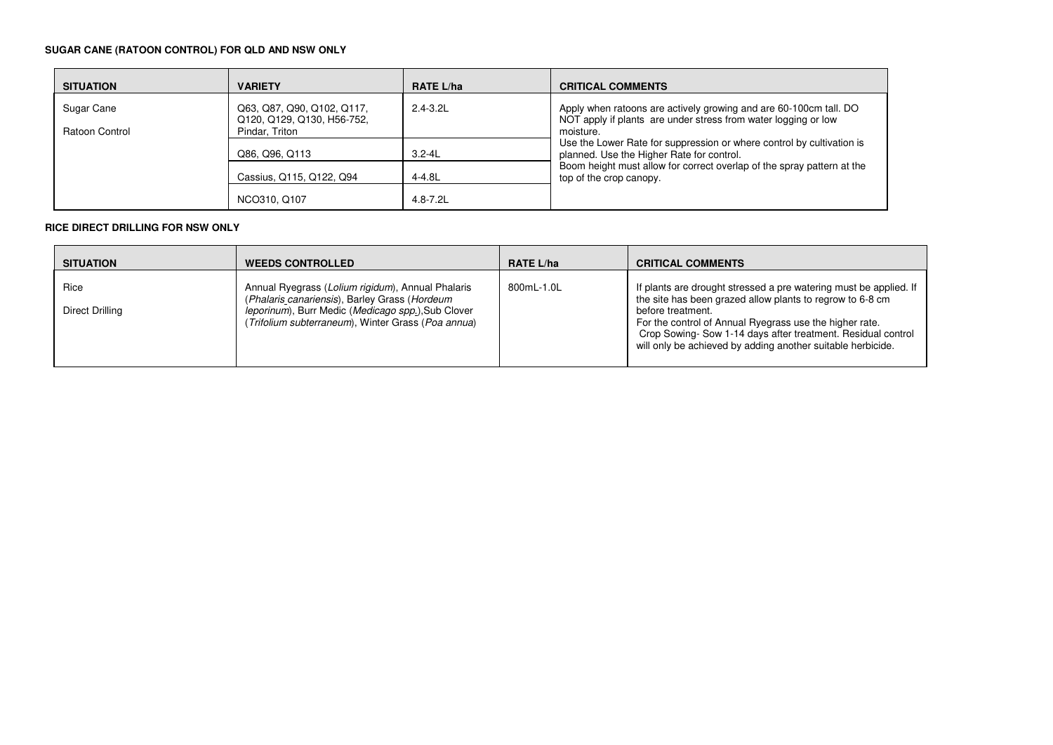**SUGAR CANE (RATOON CONTROL) FOR QLD AND NSW ONLY**

| SITUATION | VARIETY | RATE L/ha | CRITICAL COMMENTS |
|---|---|---|---|
| Sugar Cane<br>Ratoon Control | Q63, Q87, Q90, Q102, Q117, Q120, Q129, Q130, H56-752, Pindar, Triton | 2.4-3.2L | Apply when ratoons are actively growing and are 60-100cm tall. DO NOT apply if plants are under stress from water logging or low moisture.<br>Use the Lower Rate for suppression or where control by cultivation is planned. Use the Higher Rate for control.<br>Boom height must allow for correct overlap of the spray pattern at the top of the crop canopy. |
| | Q86, Q96, Q113 | 3.2-4L | |
| | Cassius, Q115, Q122, Q94 | 4-4.8L | |
| | NCO310, Q107 | 4.8-7.2L | |

**RICE DIRECT DRILLING FOR NSW ONLY**

| SITUATION | WEEDS CONTROLLED | RATE L/ha | CRITICAL COMMENTS |
|---|---|---|---|
| Rice<br>Direct Drilling | Annual Ryegrass (*Lolium rigidum*), Annual Phalaris (*Phalaris canariensis*), Barley Grass (*Hordeum leporinum*), Burr Medic (*Medicago spp.*),Sub Clover (*Trifolium subterraneum*), Winter Grass (*Poa annua*) | 800mL-1.0L | If plants are drought stressed a pre watering must be applied. If the site has been grazed allow plants to regrow to 6-8 cm before treatment.<br>For the control of Annual Ryegrass use the higher rate.<br>Crop Sowing- Sow 1-14 days after treatment. Residual control will only be achieved by adding another suitable herbicide. |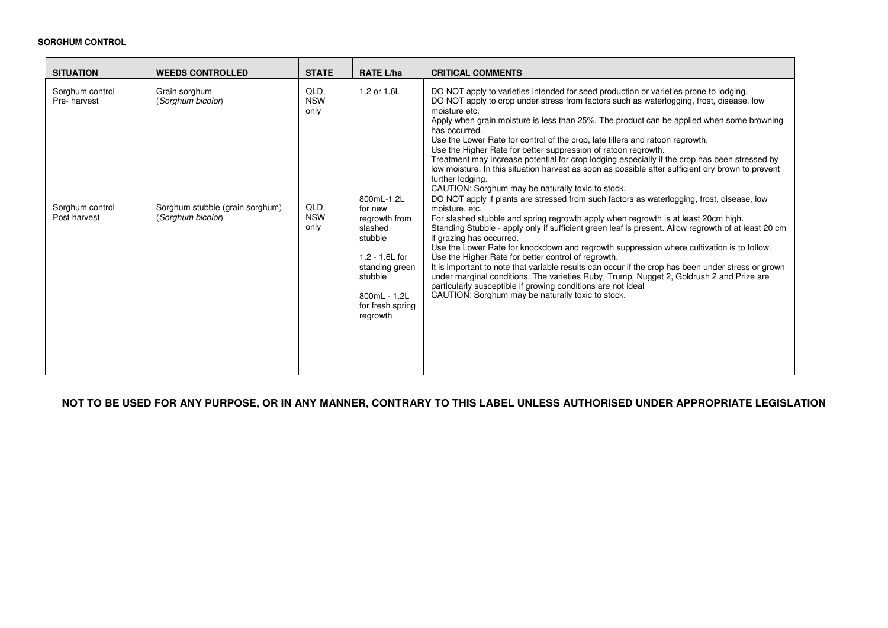**SORGHUM CONTROL**

| SITUATION | WEEDS CONTROLLED | STATE | RATE L/ha | CRITICAL COMMENTS |
|---|---|---|---|---|
| Sorghum control Pre- harvest | Grain sorghum (*Sorghum bicolor*) | QLD, NSW only | 1.2 or 1.6L | DO NOT apply to varieties intended for seed production or varieties prone to lodging.<br>DO NOT apply to crop under stress from factors such as waterlogging, frost, disease, low moisture etc.<br>Apply when grain moisture is less than 25%. The product can be applied when some browning has occurred.<br>Use the Lower Rate for control of the crop, late tillers and ratoon regrowth.<br>Use the Higher Rate for better suppression of ratoon regrowth.<br>Treatment may increase potential for crop lodging especially if the crop has been stressed by low moisture. In this situation harvest as soon as possible after sufficient dry brown to prevent further lodging.<br>CAUTION: Sorghum may be naturally toxic to stock. |
| Sorghum control Post harvest | Sorghum stubble (grain sorghum) (*Sorghum bicolor*) | QLD, NSW only | 800mL-1.2L for new regrowth from slashed stubble<br><br>1.2 - 1.6L for standing green stubble<br><br>800mL - 1.2L for fresh spring regrowth | DO NOT apply if plants are stressed from such factors as waterlogging, frost, disease, low moisture, etc.<br>For slashed stubble and spring regrowth apply when regrowth is at least 20cm high.<br>Standing Stubble - apply only if sufficient green leaf is present. Allow regrowth of at least 20 cm if grazing has occurred.<br>Use the Lower Rate for knockdown and regrowth suppression where cultivation is to follow.<br>Use the Higher Rate for better control of regrowth.<br>It is important to note that variable results can occur if the crop has been under stress or grown under marginal conditions. The varieties Ruby, Trump, Nugget 2, Goldrush 2 and Prize are particularly susceptible if growing conditions are not ideal<br>CAUTION: Sorghum may be naturally toxic to stock. |

**NOT TO BE USED FOR ANY PURPOSE, OR IN ANY MANNER, CONTRARY TO THIS LABEL UNLESS AUTHORISED UNDER APPROPRIATE LEGISLATION**